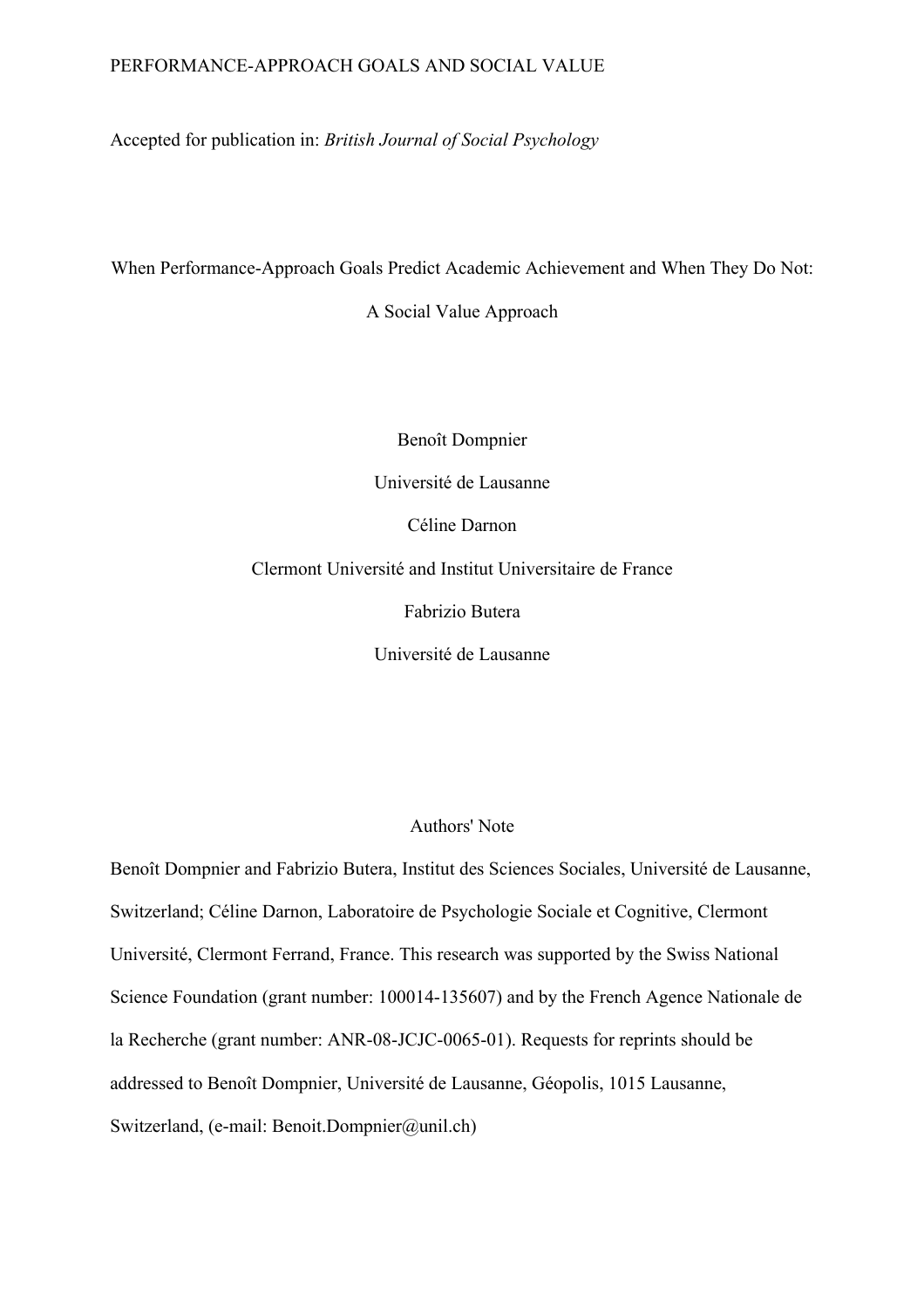Accepted for publication in: *British Journal of Social Psychology*

# When Performance-Approach Goals Predict Academic Achievement and When They Do Not: A Social Value Approach

Benoît Dompnier

Université de Lausanne

Céline Darnon

Clermont Université and Institut Universitaire de France

Fabrizio Butera

Université de Lausanne

## Authors' Note

Benoît Dompnier and Fabrizio Butera, Institut des Sciences Sociales, Université de Lausanne, Switzerland; Céline Darnon, Laboratoire de Psychologie Sociale et Cognitive, Clermont Université, Clermont Ferrand, France. This research was supported by the Swiss National Science Foundation (grant number: 100014-135607) and by the French Agence Nationale de la Recherche (grant number: ANR-08-JCJC-0065-01). Requests for reprints should be addressed to Benoît Dompnier, Université de Lausanne, Géopolis, 1015 Lausanne, Switzerland, (e-mail: Benoit.Dompnier@unil.ch)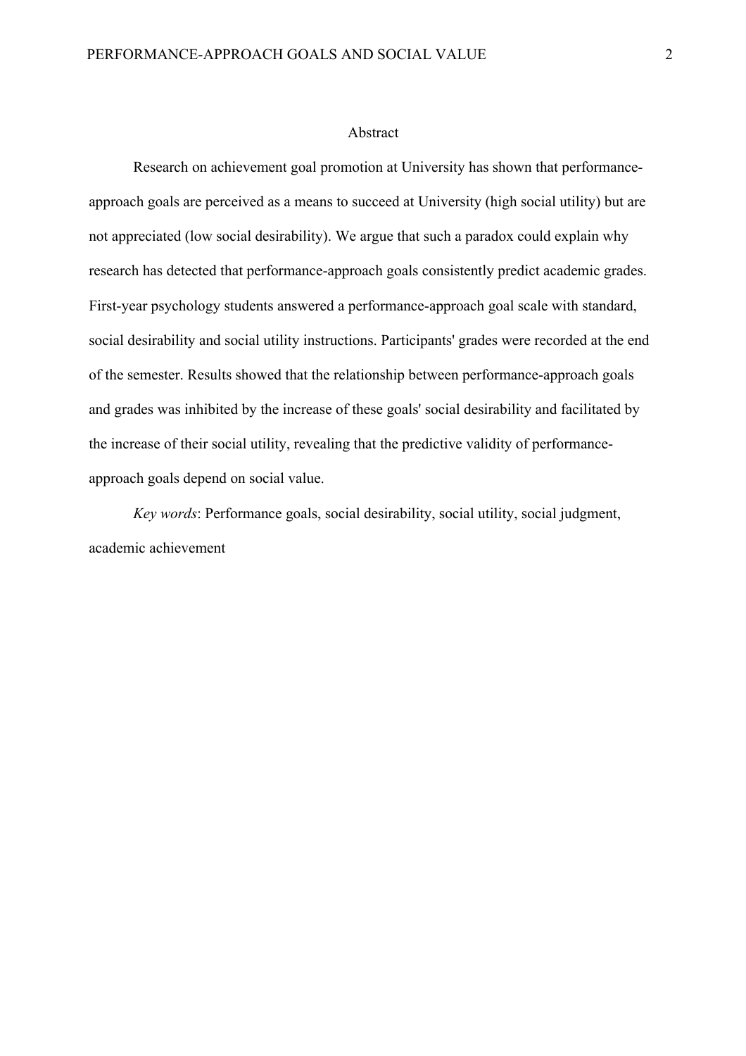## Abstract

Research on achievement goal promotion at University has shown that performance-approach goals are perceived as a means to succeed at University (high social utility) but are not appreciated (low social desirability). We argue that such a paradox could explain why research has detected that performance-approach goals consistently predict academic grades. First-year psychology students answered a performance-approach goal scale with standard, social desirability and social utility instructions. Participants' grades were recorded at the end of the semester. Results showed that the relationship between performance-approach goals and grades was inhibited by the increase of these goals' social desirability and facilitated by the increase of their social utility, revealing that the predictive validity of performance-approach goals depend on social value.

*Key words*: Performance goals, social desirability, social utility, social judgment, academic achievement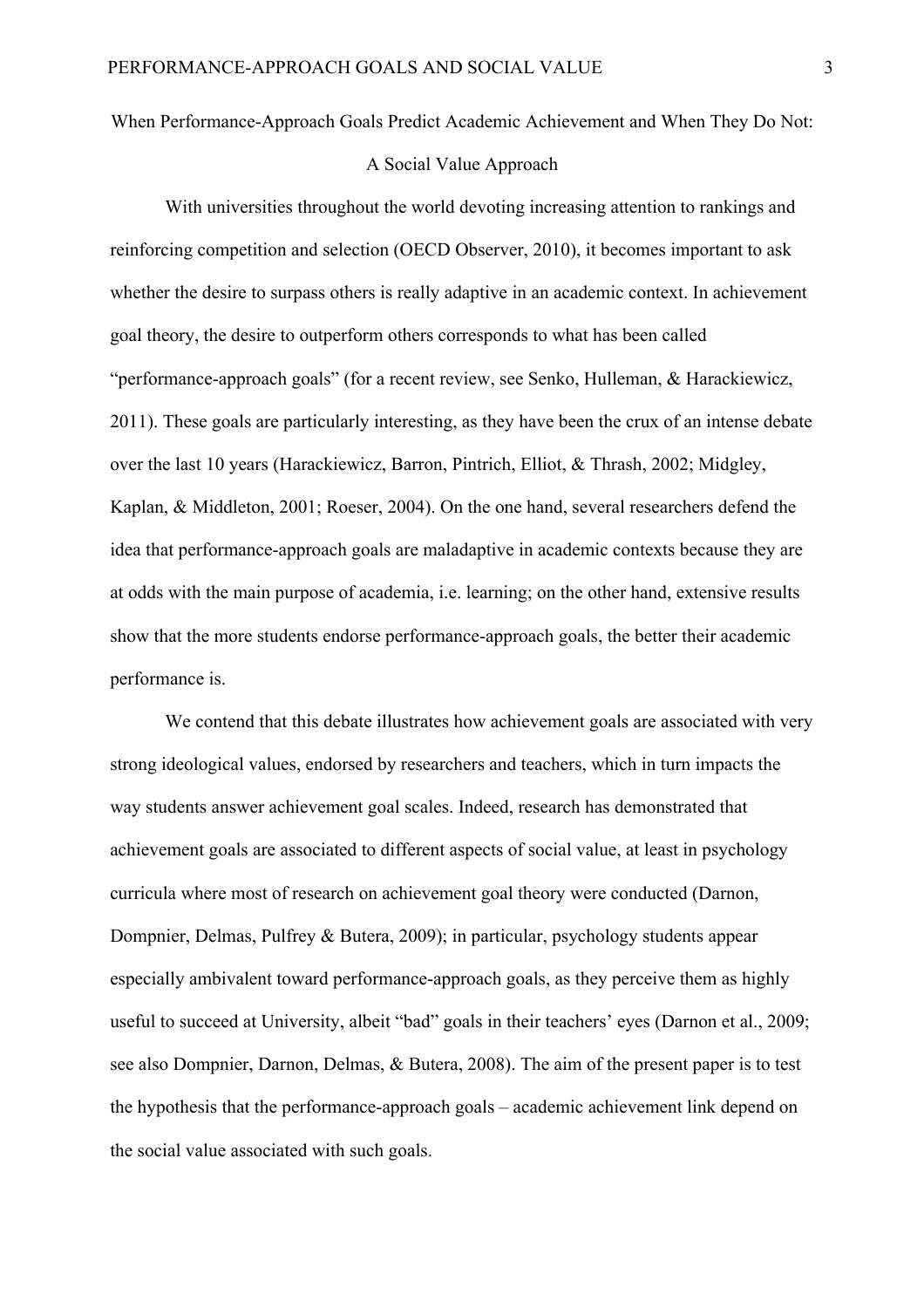# When Performance-Approach Goals Predict Academic Achievement and When They Do Not: A Social Value Approach

With universities throughout the world devoting increasing attention to rankings and reinforcing competition and selection (OECD Observer, 2010), it becomes important to ask whether the desire to surpass others is really adaptive in an academic context. In achievement goal theory, the desire to outperform others corresponds to what has been called "performance-approach goals" (for a recent review, see Senko, Hulleman, & Harackiewicz, 2011). These goals are particularly interesting, as they have been the crux of an intense debate over the last 10 years (Harackiewicz, Barron, Pintrich, Elliot, & Thrash, 2002; Midgley, Kaplan, & Middleton, 2001; Roeser, 2004). On the one hand, several researchers defend the idea that performance-approach goals are maladaptive in academic contexts because they are at odds with the main purpose of academia, i.e. learning; on the other hand, extensive results show that the more students endorse performance-approach goals, the better their academic performance is.

We contend that this debate illustrates how achievement goals are associated with very strong ideological values, endorsed by researchers and teachers, which in turn impacts the way students answer achievement goal scales. Indeed, research has demonstrated that achievement goals are associated to different aspects of social value, at least in psychology curricula where most of research on achievement goal theory were conducted (Darnon, Dompnier, Delmas, Pulfrey & Butera, 2009); in particular, psychology students appear especially ambivalent toward performance-approach goals, as they perceive them as highly useful to succeed at University, albeit "bad" goals in their teachers' eyes (Darnon et al., 2009; see also Dompnier, Darnon, Delmas, & Butera, 2008). The aim of the present paper is to test the hypothesis that the performance-approach goals – academic achievement link depend on the social value associated with such goals.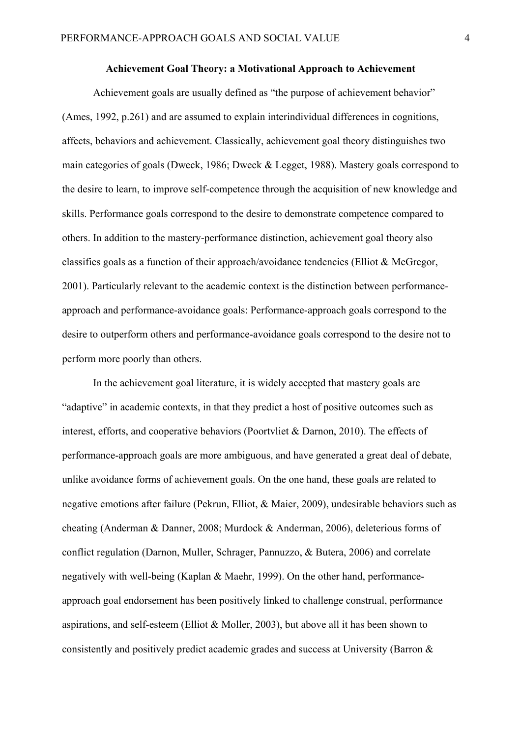**Achievement Goal Theory: a Motivational Approach to Achievement**

Achievement goals are usually defined as “the purpose of achievement behavior” (Ames, 1992, p.261) and are assumed to explain interindividual differences in cognitions, affects, behaviors and achievement. Classically, achievement goal theory distinguishes two main categories of goals (Dweck, 1986; Dweck & Legget, 1988). Mastery goals correspond to the desire to learn, to improve self-competence through the acquisition of new knowledge and skills. Performance goals correspond to the desire to demonstrate competence compared to others. In addition to the mastery-performance distinction, achievement goal theory also classifies goals as a function of their approach/avoidance tendencies (Elliot & McGregor, 2001). Particularly relevant to the academic context is the distinction between performance-approach and performance-avoidance goals: Performance-approach goals correspond to the desire to outperform others and performance-avoidance goals correspond to the desire not to perform more poorly than others.

In the achievement goal literature, it is widely accepted that mastery goals are “adaptive” in academic contexts, in that they predict a host of positive outcomes such as interest, efforts, and cooperative behaviors (Poortvliet & Darnon, 2010). The effects of performance-approach goals are more ambiguous, and have generated a great deal of debate, unlike avoidance forms of achievement goals. On the one hand, these goals are related to negative emotions after failure (Pekrun, Elliot, & Maier, 2009), undesirable behaviors such as cheating (Anderman & Danner, 2008; Murdock & Anderman, 2006), deleterious forms of conflict regulation (Darnon, Muller, Schrager, Pannuzzo, & Butera, 2006) and correlate negatively with well-being (Kaplan & Maehr, 1999). On the other hand, performance-approach goal endorsement has been positively linked to challenge construal, performance aspirations, and self-esteem (Elliot & Moller, 2003), but above all it has been shown to consistently and positively predict academic grades and success at University (Barron &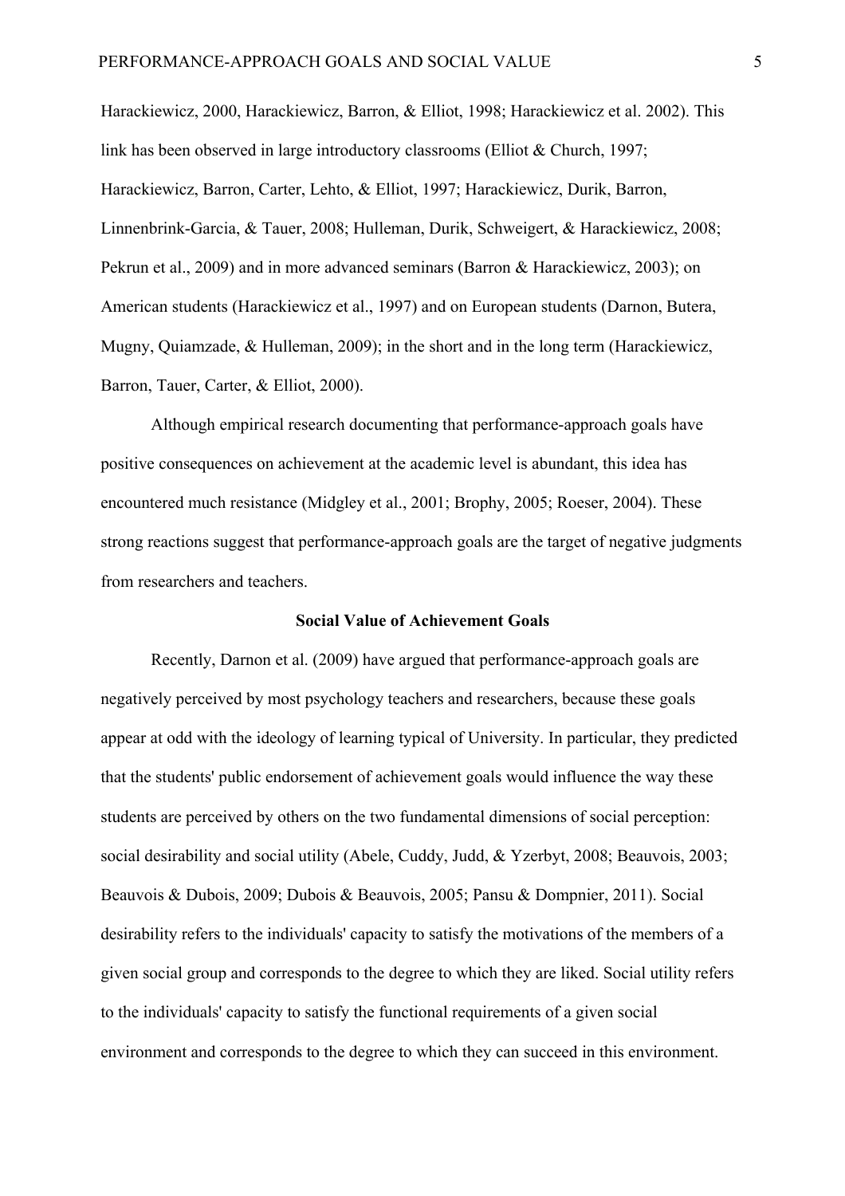Harackiewicz, 2000, Harackiewicz, Barron, & Elliot, 1998; Harackiewicz et al. 2002). This link has been observed in large introductory classrooms (Elliot & Church, 1997; Harackiewicz, Barron, Carter, Lehto, & Elliot, 1997; Harackiewicz, Durik, Barron, Linnenbrink-Garcia, & Tauer, 2008; Hulleman, Durik, Schweigert, & Harackiewicz, 2008; Pekrun et al., 2009) and in more advanced seminars (Barron & Harackiewicz, 2003); on American students (Harackiewicz et al., 1997) and on European students (Darnon, Butera, Mugny, Quiamzade, & Hulleman, 2009); in the short and in the long term (Harackiewicz, Barron, Tauer, Carter, & Elliot, 2000).

Although empirical research documenting that performance-approach goals have positive consequences on achievement at the academic level is abundant, this idea has encountered much resistance (Midgley et al., 2001; Brophy, 2005; Roeser, 2004). These strong reactions suggest that performance-approach goals are the target of negative judgments from researchers and teachers.

## Social Value of Achievement Goals

Recently, Darnon et al. (2009) have argued that performance-approach goals are negatively perceived by most psychology teachers and researchers, because these goals appear at odd with the ideology of learning typical of University. In particular, they predicted that the students' public endorsement of achievement goals would influence the way these students are perceived by others on the two fundamental dimensions of social perception: social desirability and social utility (Abele, Cuddy, Judd, & Yzerbyt, 2008; Beauvois, 2003; Beauvois & Dubois, 2009; Dubois & Beauvois, 2005; Pansu & Dompnier, 2011). Social desirability refers to the individuals' capacity to satisfy the motivations of the members of a given social group and corresponds to the degree to which they are liked. Social utility refers to the individuals' capacity to satisfy the functional requirements of a given social environment and corresponds to the degree to which they can succeed in this environment.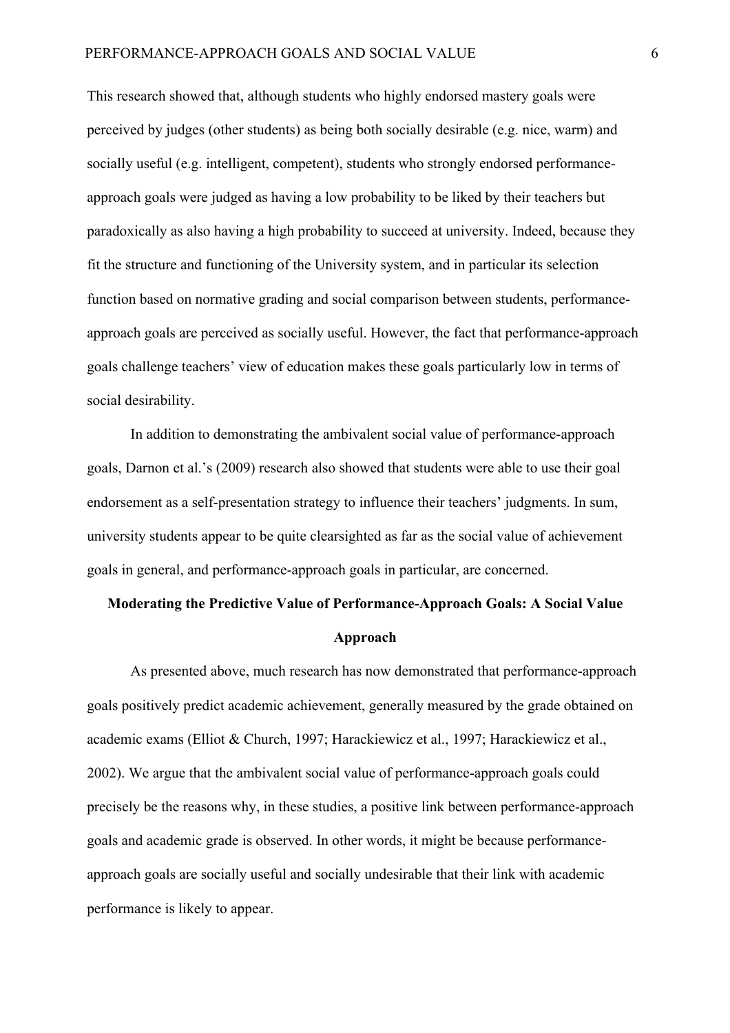This research showed that, although students who highly endorsed mastery goals were perceived by judges (other students) as being both socially desirable (e.g. nice, warm) and socially useful (e.g. intelligent, competent), students who strongly endorsed performance-approach goals were judged as having a low probability to be liked by their teachers but paradoxically as also having a high probability to succeed at university. Indeed, because they fit the structure and functioning of the University system, and in particular its selection function based on normative grading and social comparison between students, performance-approach goals are perceived as socially useful. However, the fact that performance-approach goals challenge teachers' view of education makes these goals particularly low in terms of social desirability.

In addition to demonstrating the ambivalent social value of performance-approach goals, Darnon et al.'s (2009) research also showed that students were able to use their goal endorsement as a self-presentation strategy to influence their teachers' judgments. In sum, university students appear to be quite clearsighted as far as the social value of achievement goals in general, and performance-approach goals in particular, are concerned.

## Moderating the Predictive Value of Performance-Approach Goals: A Social Value Approach

As presented above, much research has now demonstrated that performance-approach goals positively predict academic achievement, generally measured by the grade obtained on academic exams (Elliot & Church, 1997; Harackiewicz et al., 1997; Harackiewicz et al., 2002). We argue that the ambivalent social value of performance-approach goals could precisely be the reasons why, in these studies, a positive link between performance-approach goals and academic grade is observed. In other words, it might be because performance-approach goals are socially useful and socially undesirable that their link with academic performance is likely to appear.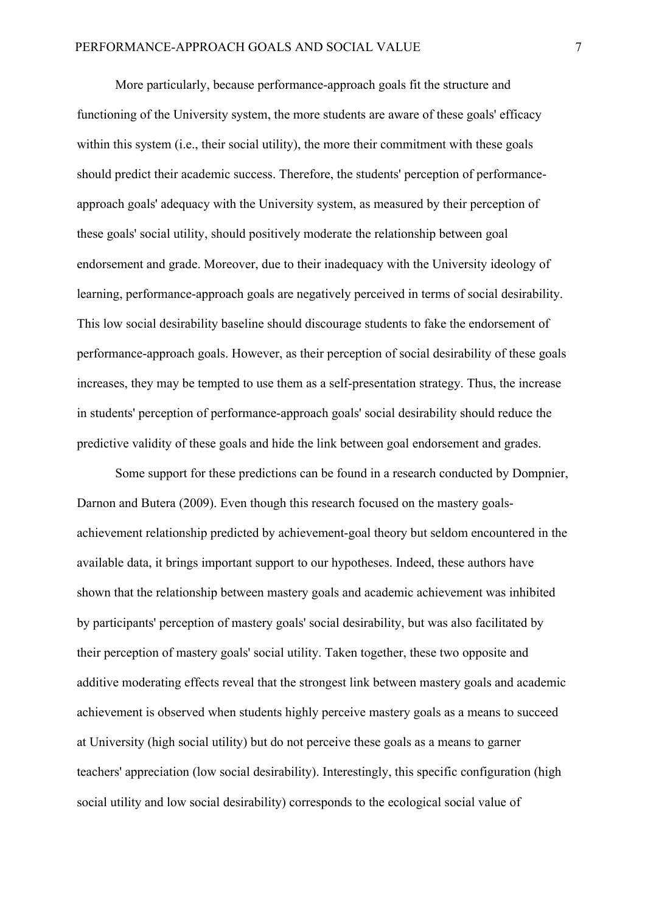More particularly, because performance-approach goals fit the structure and functioning of the University system, the more students are aware of these goals' efficacy within this system (i.e., their social utility), the more their commitment with these goals should predict their academic success. Therefore, the students' perception of performance-approach goals' adequacy with the University system, as measured by their perception of these goals' social utility, should positively moderate the relationship between goal endorsement and grade. Moreover, due to their inadequacy with the University ideology of learning, performance-approach goals are negatively perceived in terms of social desirability. This low social desirability baseline should discourage students to fake the endorsement of performance-approach goals. However, as their perception of social desirability of these goals increases, they may be tempted to use them as a self-presentation strategy. Thus, the increase in students' perception of performance-approach goals' social desirability should reduce the predictive validity of these goals and hide the link between goal endorsement and grades.

Some support for these predictions can be found in a research conducted by Dompnier, Darnon and Butera (2009). Even though this research focused on the mastery goals-achievement relationship predicted by achievement-goal theory but seldom encountered in the available data, it brings important support to our hypotheses. Indeed, these authors have shown that the relationship between mastery goals and academic achievement was inhibited by participants' perception of mastery goals' social desirability, but was also facilitated by their perception of mastery goals' social utility. Taken together, these two opposite and additive moderating effects reveal that the strongest link between mastery goals and academic achievement is observed when students highly perceive mastery goals as a means to succeed at University (high social utility) but do not perceive these goals as a means to garner teachers' appreciation (low social desirability). Interestingly, this specific configuration (high social utility and low social desirability) corresponds to the ecological social value of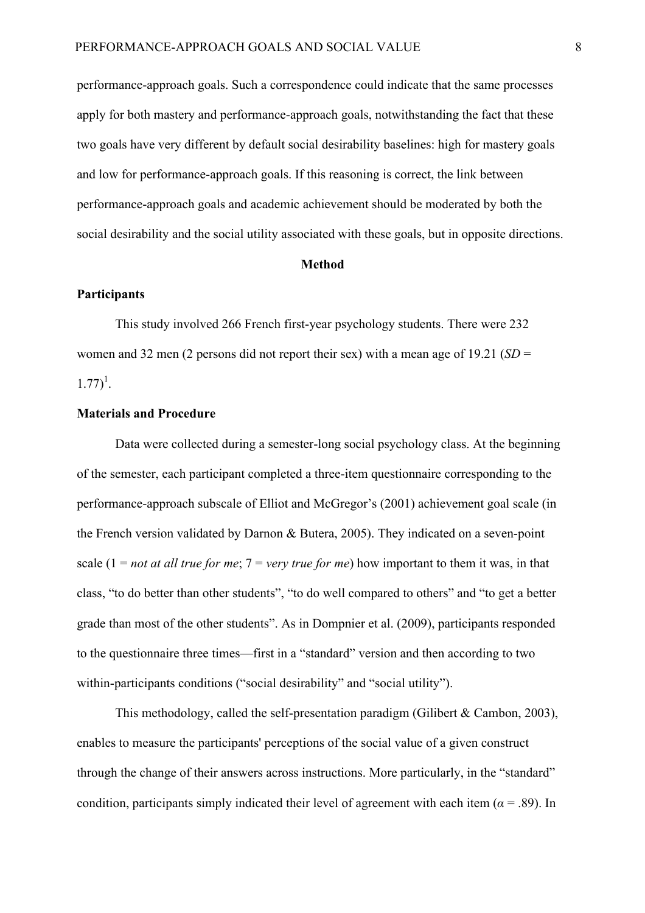performance-approach goals. Such a correspondence could indicate that the same processes apply for both mastery and performance-approach goals, notwithstanding the fact that these two goals have very different by default social desirability baselines: high for mastery goals and low for performance-approach goals. If this reasoning is correct, the link between performance-approach goals and academic achievement should be moderated by both the social desirability and the social utility associated with these goals, but in opposite directions.

## Method

### Participants

This study involved 266 French first-year psychology students. There were 232 women and 32 men (2 persons did not report their sex) with a mean age of 19.21 (*SD* = 1.77)[1].

### Materials and Procedure

Data were collected during a semester-long social psychology class. At the beginning of the semester, each participant completed a three-item questionnaire corresponding to the performance-approach subscale of Elliot and McGregor's (2001) achievement goal scale (in the French version validated by Darnon & Butera, 2005). They indicated on a seven-point scale (1 = *not at all true for me*; 7 = *very true for me*) how important to them it was, in that class, "to do better than other students", "to do well compared to others" and "to get a better grade than most of the other students". As in Dompnier et al. (2009), participants responded to the questionnaire three times—first in a "standard" version and then according to two within-participants conditions ("social desirability" and "social utility").

This methodology, called the self-presentation paradigm (Gilibert & Cambon, 2003), enables to measure the participants' perceptions of the social value of a given construct through the change of their answers across instructions. More particularly, in the "standard" condition, participants simply indicated their level of agreement with each item ($\alpha$ = .89). In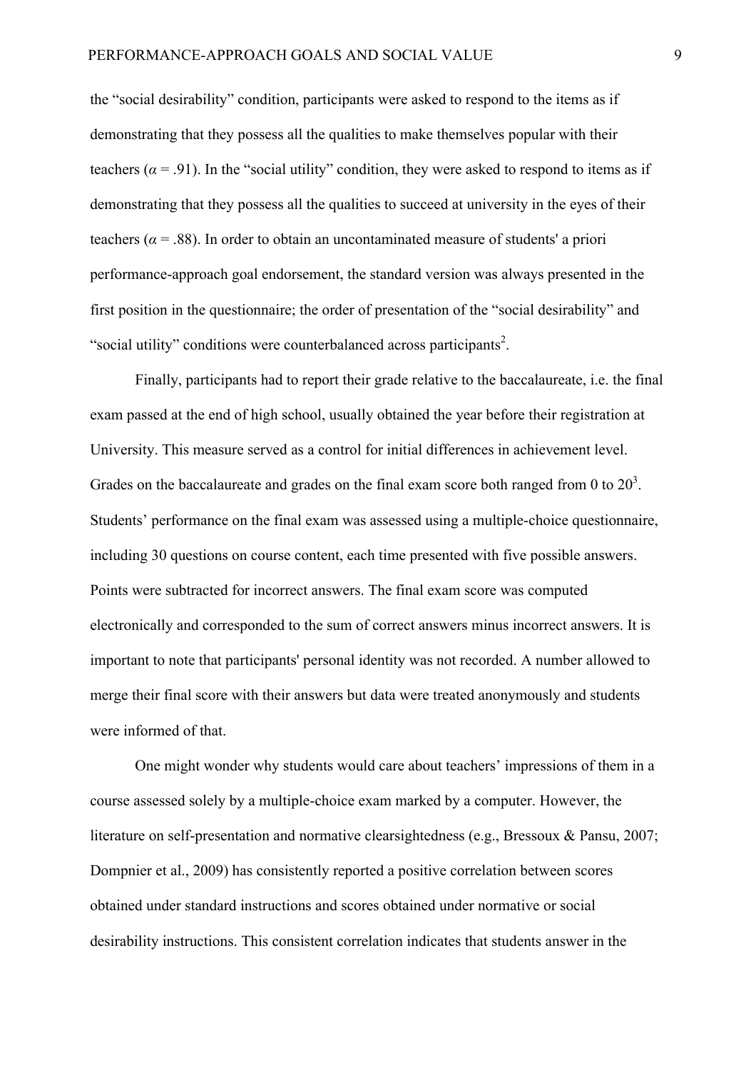the "social desirability" condition, participants were asked to respond to the items as if demonstrating that they possess all the qualities to make themselves popular with their teachers ($\alpha$ = .91). In the "social utility" condition, they were asked to respond to items as if demonstrating that they possess all the qualities to succeed at university in the eyes of their teachers ($\alpha$ = .88). In order to obtain an uncontaminated measure of students' a priori performance-approach goal endorsement, the standard version was always presented in the first position in the questionnaire; the order of presentation of the "social desirability" and "social utility" conditions were counterbalanced across participants[2].

Finally, participants had to report their grade relative to the baccalaureate, i.e. the final exam passed at the end of high school, usually obtained the year before their registration at University. This measure served as a control for initial differences in achievement level. Grades on the baccalaureate and grades on the final exam score both ranged from 0 to 20[3]. Students' performance on the final exam was assessed using a multiple-choice questionnaire, including 30 questions on course content, each time presented with five possible answers. Points were subtracted for incorrect answers. The final exam score was computed electronically and corresponded to the sum of correct answers minus incorrect answers. It is important to note that participants' personal identity was not recorded. A number allowed to merge their final score with their answers but data were treated anonymously and students were informed of that.

One might wonder why students would care about teachers' impressions of them in a course assessed solely by a multiple-choice exam marked by a computer. However, the literature on self-presentation and normative clearsightedness (e.g., Bressoux & Pansu, 2007; Dompnier et al., 2009) has consistently reported a positive correlation between scores obtained under standard instructions and scores obtained under normative or social desirability instructions. This consistent correlation indicates that students answer in the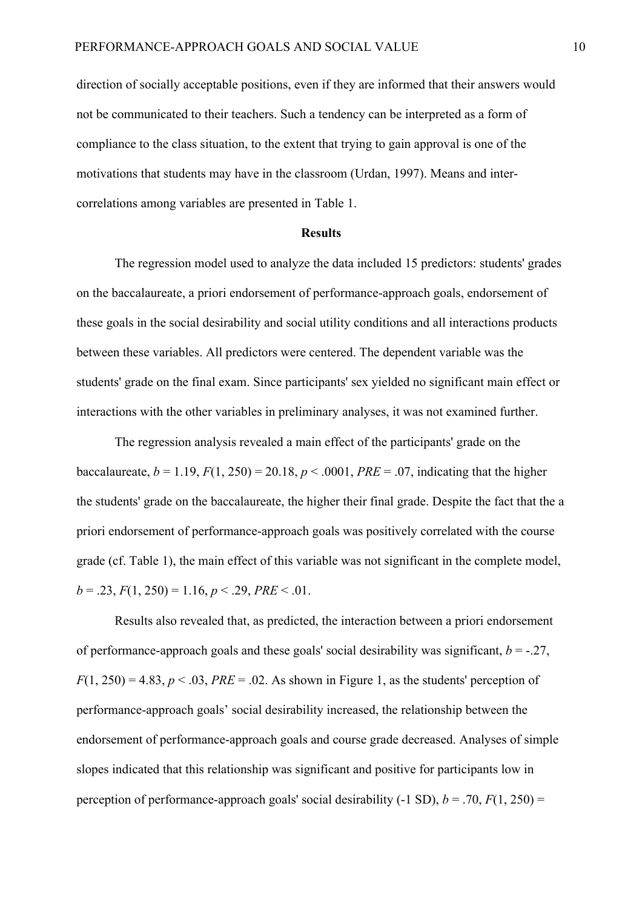direction of socially acceptable positions, even if they are informed that their answers would not be communicated to their teachers. Such a tendency can be interpreted as a form of compliance to the class situation, to the extent that trying to gain approval is one of the motivations that students may have in the classroom (Urdan, 1997). Means and inter-correlations among variables are presented in Table 1.

## Results

The regression model used to analyze the data included 15 predictors: students' grades on the baccalaureate, a priori endorsement of performance-approach goals, endorsement of these goals in the social desirability and social utility conditions and all interactions products between these variables. All predictors were centered. The dependent variable was the students' grade on the final exam. Since participants' sex yielded no significant main effect or interactions with the other variables in preliminary analyses, it was not examined further.

The regression analysis revealed a main effect of the participants' grade on the baccalaureate, $b = 1.19$, $F(1, 250) = 20.18$, $p < .0001$, $PRE = .07$, indicating that the higher the students' grade on the baccalaureate, the higher their final grade. Despite the fact that the a priori endorsement of performance-approach goals was positively correlated with the course grade (cf. Table 1), the main effect of this variable was not significant in the complete model, $b = .23$, $F(1, 250) = 1.16$, $p < .29$, $PRE < .01$.

Results also revealed that, as predicted, the interaction between a priori endorsement of performance-approach goals and these goals' social desirability was significant, $b = -.27$, $F(1, 250) = 4.83$, $p < .03$, $PRE = .02$. As shown in Figure 1, as the students' perception of performance-approach goals' social desirability increased, the relationship between the endorsement of performance-approach goals and course grade decreased. Analyses of simple slopes indicated that this relationship was significant and positive for participants low in perception of performance-approach goals' social desirability (-1 SD), $b = .70$, $F(1, 250) =$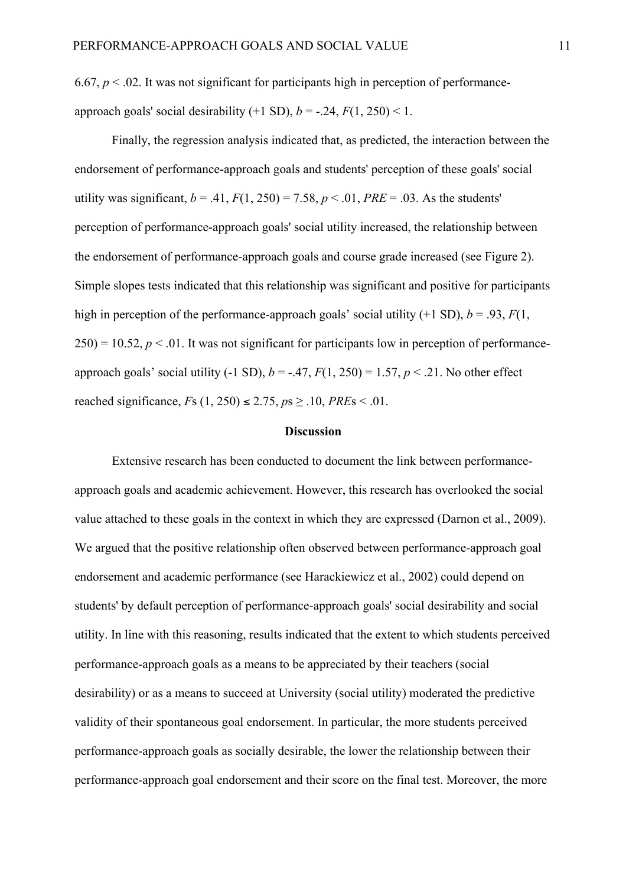6.67, $p < .02$. It was not significant for participants high in perception of performance-approach goals' social desirability (+1 SD), $b = -.24$, $F(1, 250) < 1$.

Finally, the regression analysis indicated that, as predicted, the interaction between the endorsement of performance-approach goals and students' perception of these goals' social utility was significant, $b = .41$, $F(1, 250) = 7.58$, $p < .01$, $PRE = .03$. As the students' perception of performance-approach goals' social utility increased, the relationship between the endorsement of performance-approach goals and course grade increased (see Figure 2). Simple slopes tests indicated that this relationship was significant and positive for participants high in perception of the performance-approach goals' social utility (+1 SD), $b = .93$, $F(1, 250) = 10.52$, $p < .01$. It was not significant for participants low in perception of performance-approach goals' social utility (-1 SD), $b = -.47$, $F(1, 250) = 1.57$, $p < .21$. No other effect reached significance, $F$s $(1, 250) \leq 2.75$, $p$s $\geq .10$, $PRE$s $< .01$.

## Discussion

Extensive research has been conducted to document the link between performance-approach goals and academic achievement. However, this research has overlooked the social value attached to these goals in the context in which they are expressed (Darnon et al., 2009). We argued that the positive relationship often observed between performance-approach goal endorsement and academic performance (see Harackiewicz et al., 2002) could depend on students' by default perception of performance-approach goals' social desirability and social utility. In line with this reasoning, results indicated that the extent to which students perceived performance-approach goals as a means to be appreciated by their teachers (social desirability) or as a means to succeed at University (social utility) moderated the predictive validity of their spontaneous goal endorsement. In particular, the more students perceived performance-approach goals as socially desirable, the lower the relationship between their performance-approach goal endorsement and their score on the final test. Moreover, the more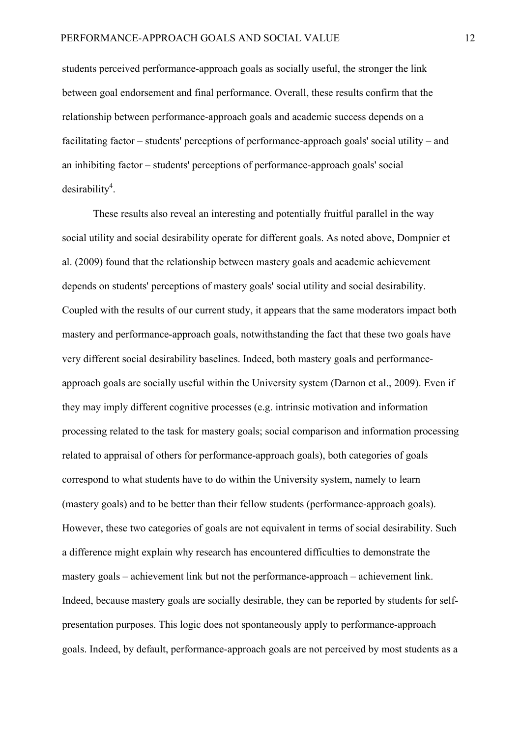students perceived performance-approach goals as socially useful, the stronger the link between goal endorsement and final performance. Overall, these results confirm that the relationship between performance-approach goals and academic success depends on a facilitating factor – students' perceptions of performance-approach goals' social utility – and an inhibiting factor – students' perceptions of performance-approach goals' social desirability[4].

These results also reveal an interesting and potentially fruitful parallel in the way social utility and social desirability operate for different goals. As noted above, Dompnier et al. (2009) found that the relationship between mastery goals and academic achievement depends on students' perceptions of mastery goals' social utility and social desirability. Coupled with the results of our current study, it appears that the same moderators impact both mastery and performance-approach goals, notwithstanding the fact that these two goals have very different social desirability baselines. Indeed, both mastery goals and performance-approach goals are socially useful within the University system (Darnon et al., 2009). Even if they may imply different cognitive processes (e.g. intrinsic motivation and information processing related to the task for mastery goals; social comparison and information processing related to appraisal of others for performance-approach goals), both categories of goals correspond to what students have to do within the University system, namely to learn (mastery goals) and to be better than their fellow students (performance-approach goals). However, these two categories of goals are not equivalent in terms of social desirability. Such a difference might explain why research has encountered difficulties to demonstrate the mastery goals – achievement link but not the performance-approach – achievement link. Indeed, because mastery goals are socially desirable, they can be reported by students for self-presentation purposes. This logic does not spontaneously apply to performance-approach goals. Indeed, by default, performance-approach goals are not perceived by most students as a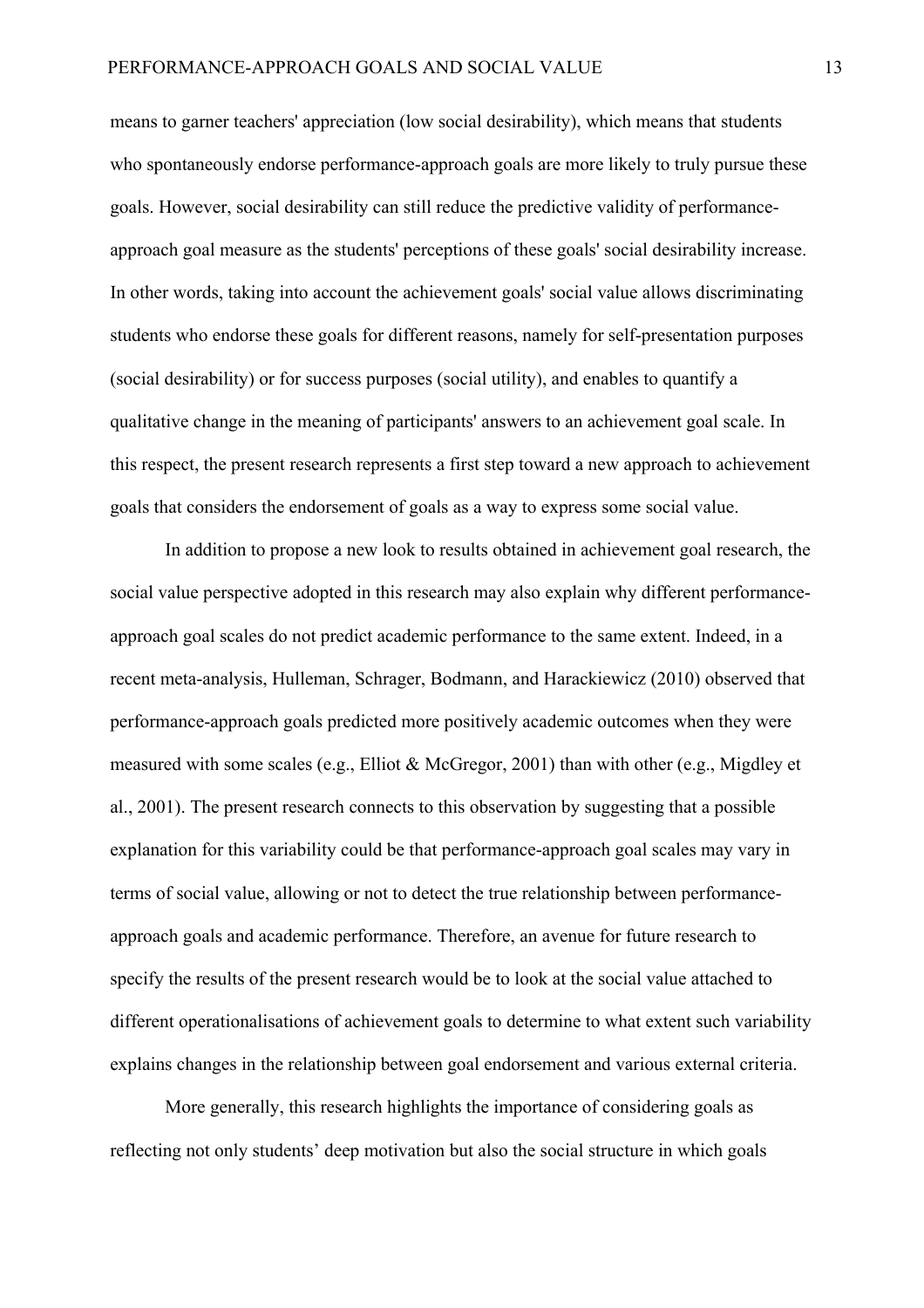means to garner teachers' appreciation (low social desirability), which means that students who spontaneously endorse performance-approach goals are more likely to truly pursue these goals. However, social desirability can still reduce the predictive validity of performance-approach goal measure as the students' perceptions of these goals' social desirability increase. In other words, taking into account the achievement goals' social value allows discriminating students who endorse these goals for different reasons, namely for self-presentation purposes (social desirability) or for success purposes (social utility), and enables to quantify a qualitative change in the meaning of participants' answers to an achievement goal scale. In this respect, the present research represents a first step toward a new approach to achievement goals that considers the endorsement of goals as a way to express some social value.

In addition to propose a new look to results obtained in achievement goal research, the social value perspective adopted in this research may also explain why different performance-approach goal scales do not predict academic performance to the same extent. Indeed, in a recent meta-analysis, Hulleman, Schrager, Bodmann, and Harackiewicz (2010) observed that performance-approach goals predicted more positively academic outcomes when they were measured with some scales (e.g., Elliot & McGregor, 2001) than with other (e.g., Migdley et al., 2001). The present research connects to this observation by suggesting that a possible explanation for this variability could be that performance-approach goal scales may vary in terms of social value, allowing or not to detect the true relationship between performance-approach goals and academic performance. Therefore, an avenue for future research to specify the results of the present research would be to look at the social value attached to different operationalisations of achievement goals to determine to what extent such variability explains changes in the relationship between goal endorsement and various external criteria.

More generally, this research highlights the importance of considering goals as reflecting not only students' deep motivation but also the social structure in which goals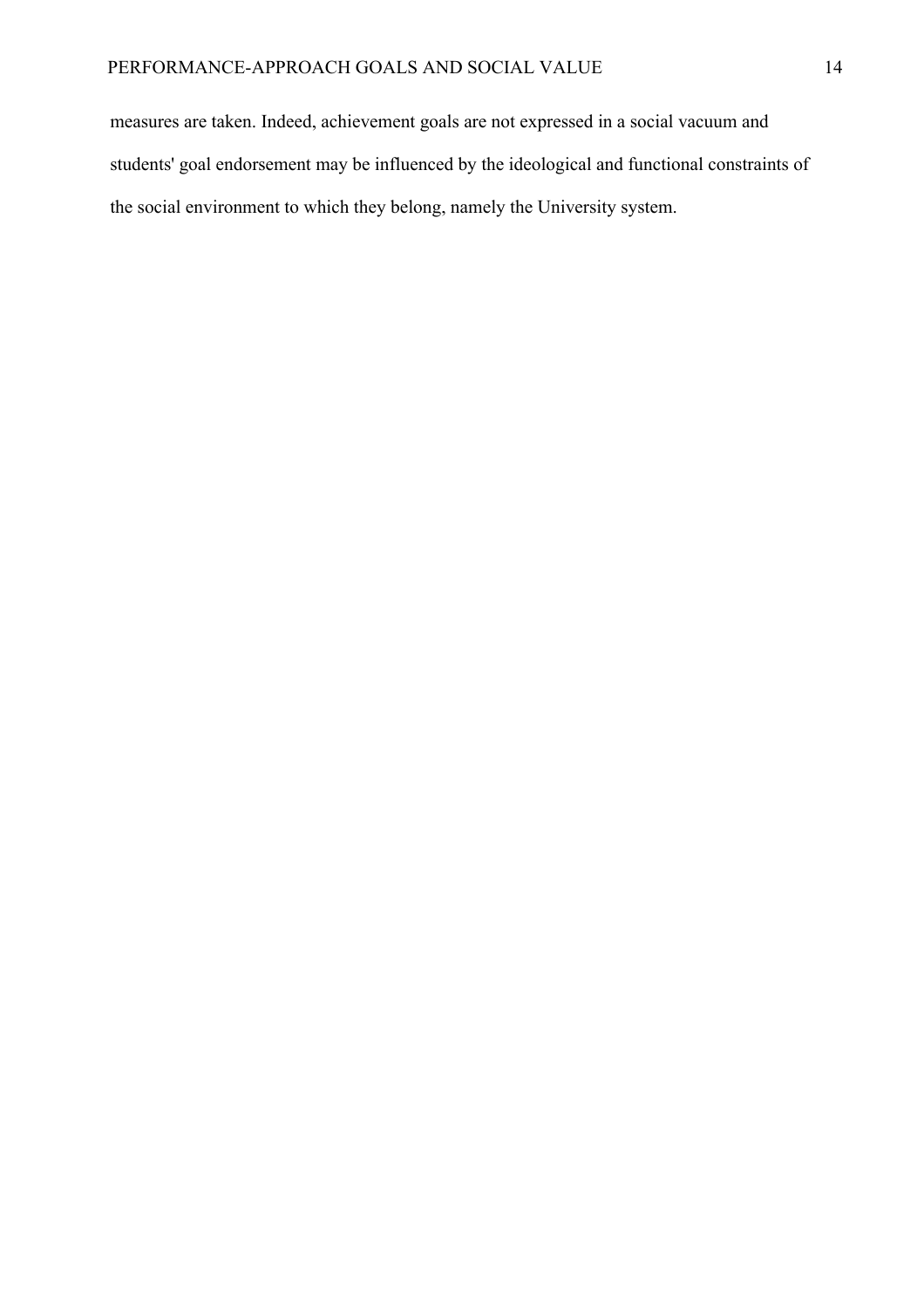measures are taken. Indeed, achievement goals are not expressed in a social vacuum and students' goal endorsement may be influenced by the ideological and functional constraints of the social environment to which they belong, namely the University system.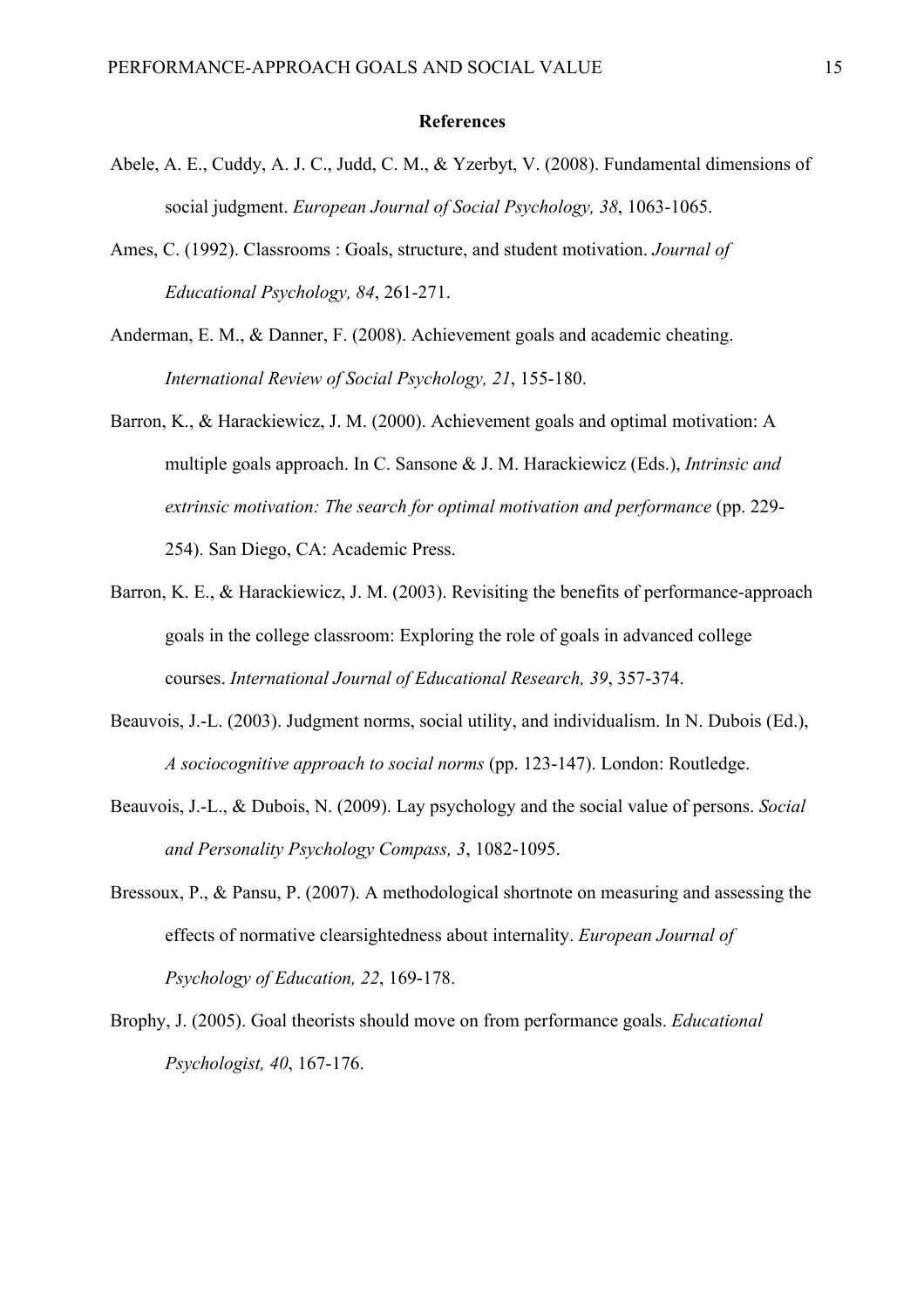## References

Abele, A. E., Cuddy, A. J. C., Judd, C. M., & Yzerbyt, V. (2008). Fundamental dimensions of social judgment. *European Journal of Social Psychology, 38*, 1063-1065.

Ames, C. (1992). Classrooms : Goals, structure, and student motivation. *Journal of Educational Psychology, 84*, 261-271.

Anderman, E. M., & Danner, F. (2008). Achievement goals and academic cheating. *International Review of Social Psychology, 21*, 155-180.

Barron, K., & Harackiewicz, J. M. (2000). Achievement goals and optimal motivation: A multiple goals approach. In C. Sansone & J. M. Harackiewicz (Eds.), *Intrinsic and extrinsic motivation: The search for optimal motivation and performance* (pp. 229-254). San Diego, CA: Academic Press.

Barron, K. E., & Harackiewicz, J. M. (2003). Revisiting the benefits of performance-approach goals in the college classroom: Exploring the role of goals in advanced college courses. *International Journal of Educational Research, 39*, 357-374.

Beauvois, J.-L. (2003). Judgment norms, social utility, and individualism. In N. Dubois (Ed.), *A sociocognitive approach to social norms* (pp. 123-147). London: Routledge.

Beauvois, J.-L., & Dubois, N. (2009). Lay psychology and the social value of persons. *Social and Personality Psychology Compass, 3*, 1082-1095.

Bressoux, P., & Pansu, P. (2007). A methodological shortnote on measuring and assessing the effects of normative clearsightedness about internality. *European Journal of Psychology of Education, 22*, 169-178.

Brophy, J. (2005). Goal theorists should move on from performance goals. *Educational Psychologist, 40*, 167-176.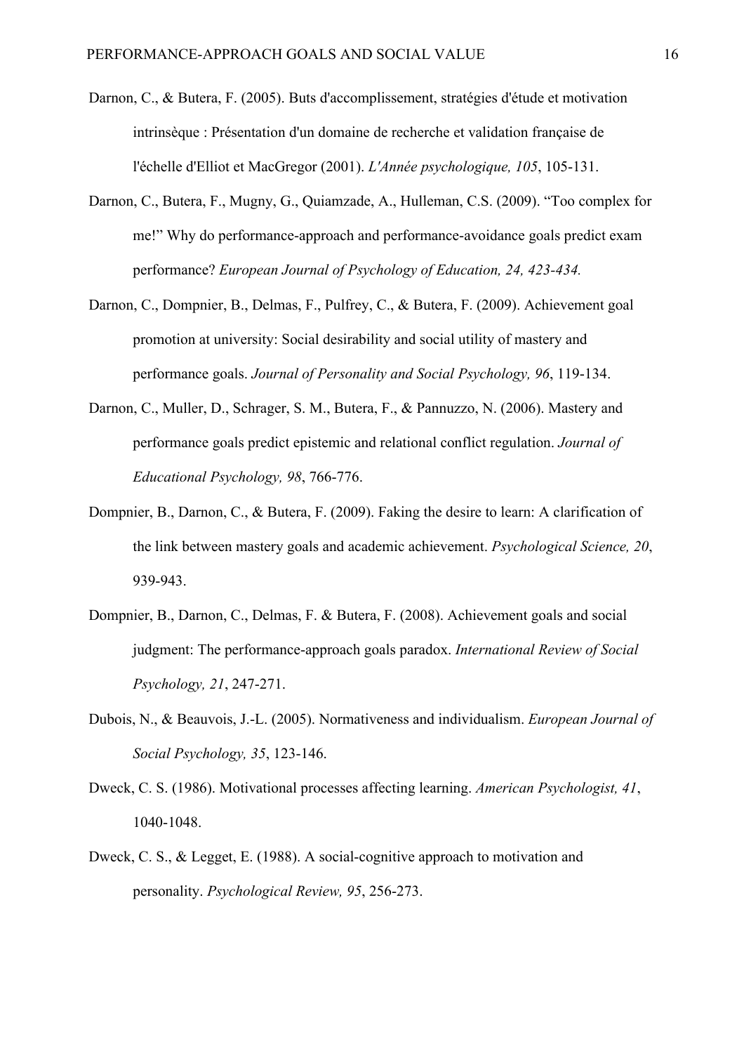Darnon, C., & Butera, F. (2005). Buts d'accomplissement, stratégies d'étude et motivation intrinsèque : Présentation d'un domaine de recherche et validation française de l'échelle d'Elliot et MacGregor (2001). *L'Année psychologique, 105*, 105-131.

Darnon, C., Butera, F., Mugny, G., Quiamzade, A., Hulleman, C.S. (2009). "Too complex for me!" Why do performance-approach and performance-avoidance goals predict exam performance? *European Journal of Psychology of Education, 24, 423-434.*

Darnon, C., Dompnier, B., Delmas, F., Pulfrey, C., & Butera, F. (2009). Achievement goal promotion at university: Social desirability and social utility of mastery and performance goals. *Journal of Personality and Social Psychology, 96*, 119-134.

Darnon, C., Muller, D., Schrager, S. M., Butera, F., & Pannuzzo, N. (2006). Mastery and performance goals predict epistemic and relational conflict regulation. *Journal of Educational Psychology, 98*, 766-776.

Dompnier, B., Darnon, C., & Butera, F. (2009). Faking the desire to learn: A clarification of the link between mastery goals and academic achievement. *Psychological Science, 20*, 939-943.

Dompnier, B., Darnon, C., Delmas, F. & Butera, F. (2008). Achievement goals and social judgment: The performance-approach goals paradox. *International Review of Social Psychology, 21*, 247-271.

Dubois, N., & Beauvois, J.-L. (2005). Normativeness and individualism. *European Journal of Social Psychology, 35*, 123-146.

Dweck, C. S. (1986). Motivational processes affecting learning. *American Psychologist, 41*, 1040-1048.

Dweck, C. S., & Legget, E. (1988). A social-cognitive approach to motivation and personality. *Psychological Review, 95*, 256-273.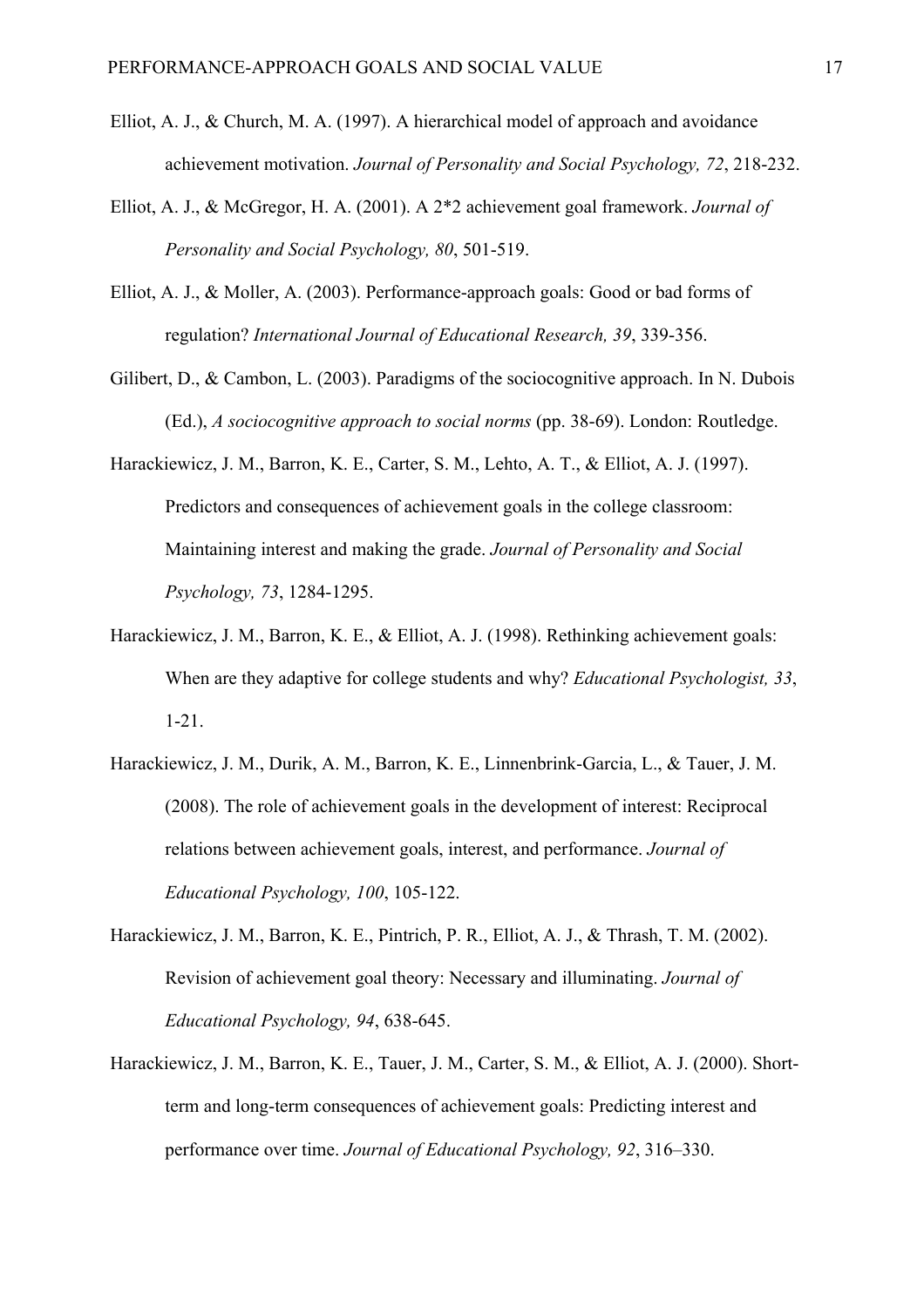Elliot, A. J., & Church, M. A. (1997). A hierarchical model of approach and avoidance achievement motivation. *Journal of Personality and Social Psychology, 72*, 218-232.

Elliot, A. J., & McGregor, H. A. (2001). A 2*2 achievement goal framework. *Journal of Personality and Social Psychology, 80*, 501-519.

Elliot, A. J., & Moller, A. (2003). Performance-approach goals: Good or bad forms of regulation? *International Journal of Educational Research, 39*, 339-356.

Gilibert, D., & Cambon, L. (2003). Paradigms of the sociocognitive approach. In N. Dubois (Ed.), *A sociocognitive approach to social norms* (pp. 38-69). London: Routledge.

Harackiewicz, J. M., Barron, K. E., Carter, S. M., Lehto, A. T., & Elliot, A. J. (1997). Predictors and consequences of achievement goals in the college classroom: Maintaining interest and making the grade. *Journal of Personality and Social Psychology, 73*, 1284-1295.

Harackiewicz, J. M., Barron, K. E., & Elliot, A. J. (1998). Rethinking achievement goals: When are they adaptive for college students and why? *Educational Psychologist, 33*, 1-21.

Harackiewicz, J. M., Durik, A. M., Barron, K. E., Linnenbrink-Garcia, L., & Tauer, J. M. (2008). The role of achievement goals in the development of interest: Reciprocal relations between achievement goals, interest, and performance. *Journal of Educational Psychology, 100*, 105-122.

Harackiewicz, J. M., Barron, K. E., Pintrich, P. R., Elliot, A. J., & Thrash, T. M. (2002). Revision of achievement goal theory: Necessary and illuminating. *Journal of Educational Psychology, 94*, 638-645.

Harackiewicz, J. M., Barron, K. E., Tauer, J. M., Carter, S. M., & Elliot, A. J. (2000). Short-term and long-term consequences of achievement goals: Predicting interest and performance over time. *Journal of Educational Psychology, 92*, 316–330.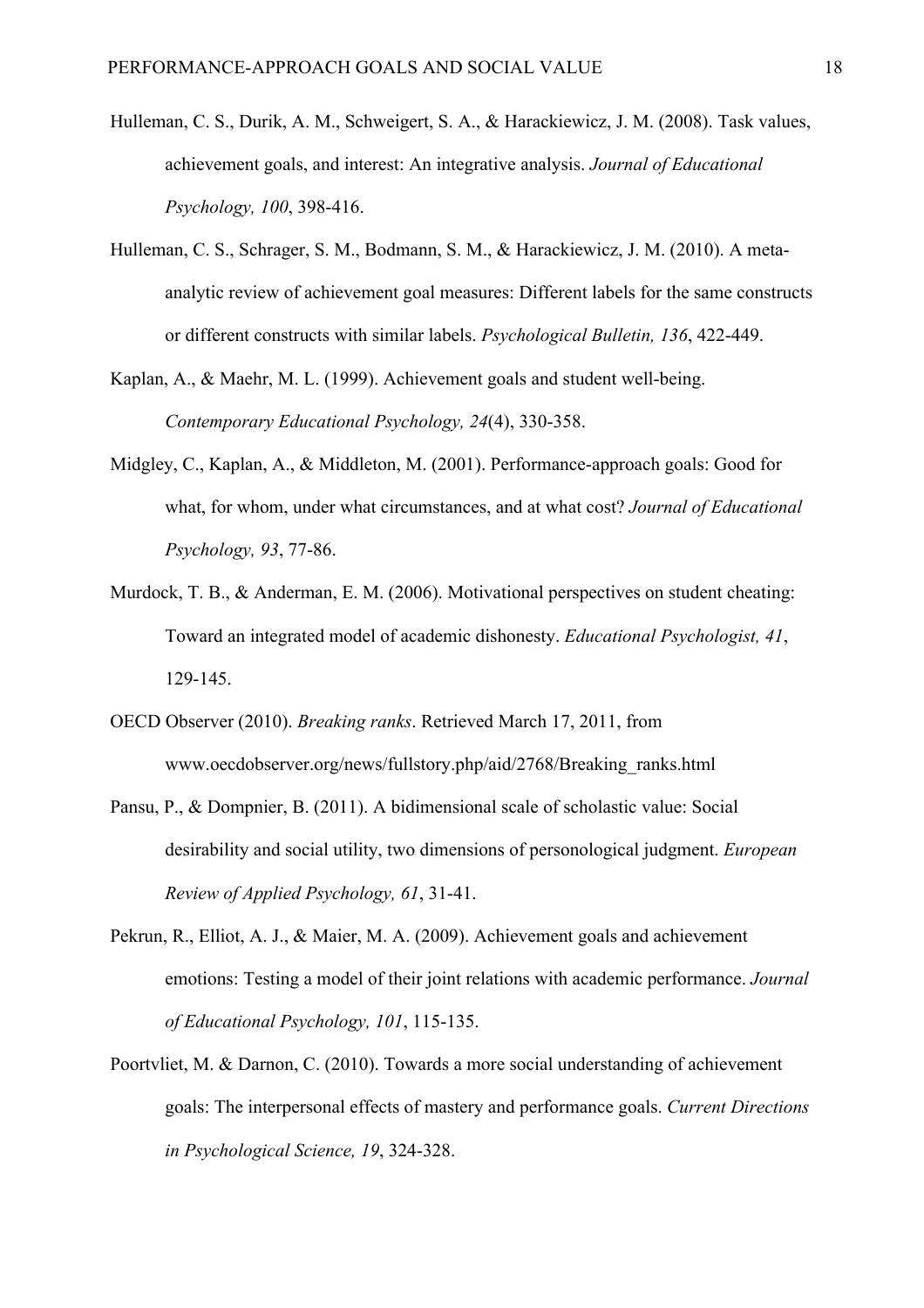Hulleman, C. S., Durik, A. M., Schweigert, S. A., & Harackiewicz, J. M. (2008). Task values, achievement goals, and interest: An integrative analysis. *Journal of Educational Psychology, 100*, 398-416.

Hulleman, C. S., Schrager, S. M., Bodmann, S. M., & Harackiewicz, J. M. (2010). A meta-analytic review of achievement goal measures: Different labels for the same constructs or different constructs with similar labels. *Psychological Bulletin, 136*, 422-449.

Kaplan, A., & Maehr, M. L. (1999). Achievement goals and student well-being. *Contemporary Educational Psychology, 24*(4), 330-358.

Midgley, C., Kaplan, A., & Middleton, M. (2001). Performance-approach goals: Good for what, for whom, under what circumstances, and at what cost? *Journal of Educational Psychology, 93*, 77-86.

Murdock, T. B., & Anderman, E. M. (2006). Motivational perspectives on student cheating: Toward an integrated model of academic dishonesty. *Educational Psychologist, 41*, 129-145.

OECD Observer (2010). *Breaking ranks*. Retrieved March 17, 2011, from www.oecdobserver.org/news/fullstory.php/aid/2768/Breaking_ranks.html

Pansu, P., & Dompnier, B. (2011). A bidimensional scale of scholastic value: Social desirability and social utility, two dimensions of personological judgment. *European Review of Applied Psychology, 61*, 31-41.

Pekrun, R., Elliot, A. J., & Maier, M. A. (2009). Achievement goals and achievement emotions: Testing a model of their joint relations with academic performance. *Journal of Educational Psychology, 101*, 115-135.

Poortvliet, M. & Darnon, C. (2010). Towards a more social understanding of achievement goals: The interpersonal effects of mastery and performance goals. *Current Directions in Psychological Science, 19*, 324-328.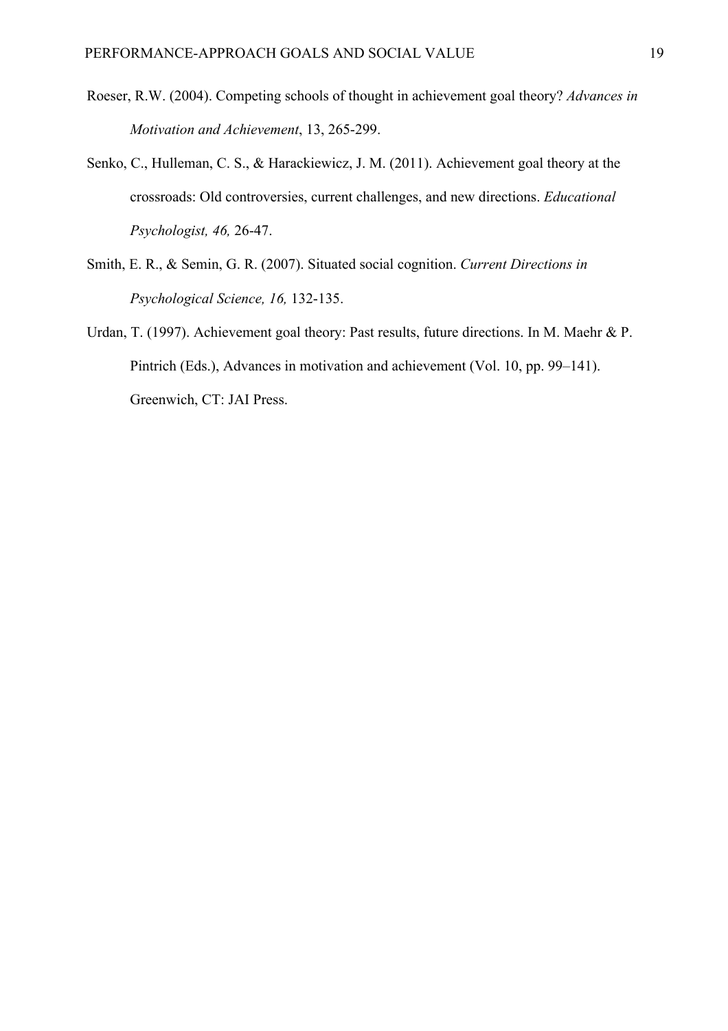Roeser, R.W. (2004). Competing schools of thought in achievement goal theory? *Advances in Motivation and Achievement*, 13, 265-299.

Senko, C., Hulleman, C. S., & Harackiewicz, J. M. (2011). Achievement goal theory at the crossroads: Old controversies, current challenges, and new directions. *Educational Psychologist, 46,* 26-47.

Smith, E. R., & Semin, G. R. (2007). Situated social cognition. *Current Directions in Psychological Science, 16,* 132-135.

Urdan, T. (1997). Achievement goal theory: Past results, future directions. In M. Maehr & P. Pintrich (Eds.), Advances in motivation and achievement (Vol. 10, pp. 99–141). Greenwich, CT: JAI Press.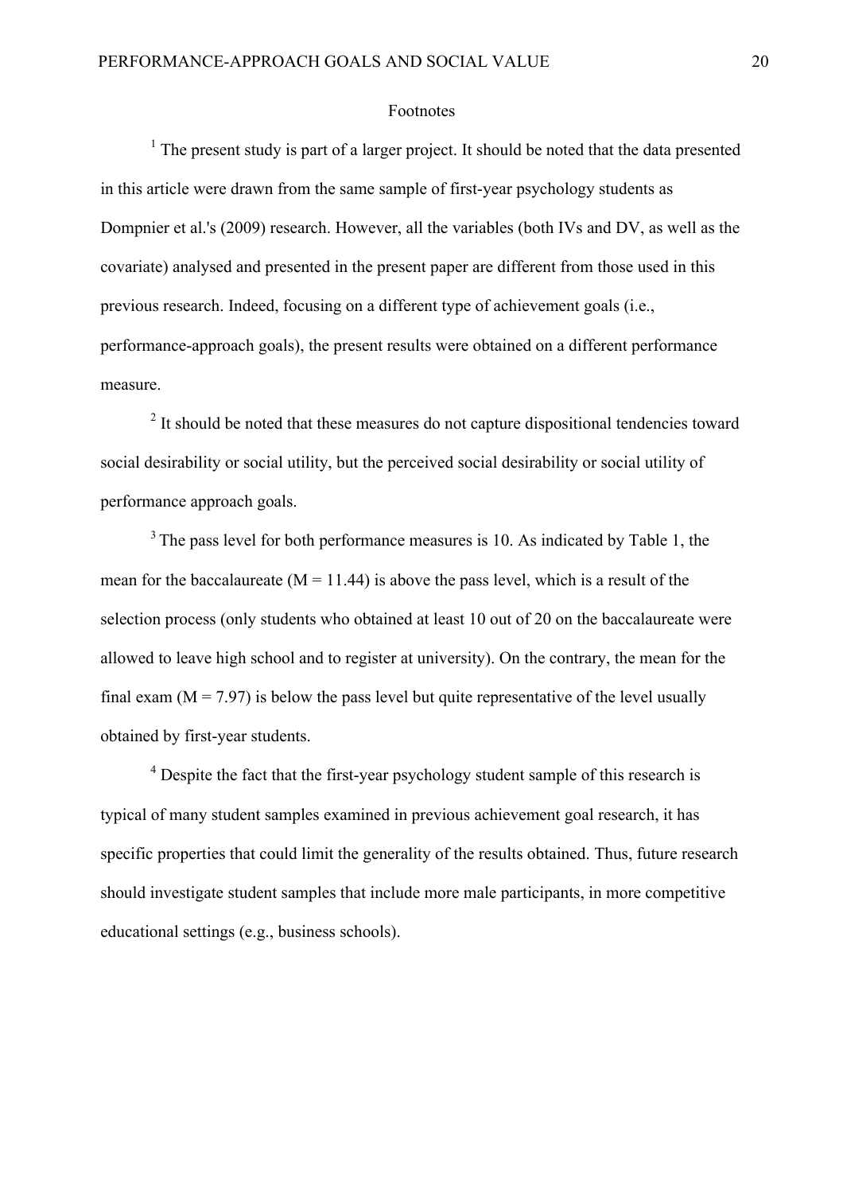# Footnotes

[1] The present study is part of a larger project. It should be noted that the data presented in this article were drawn from the same sample of first-year psychology students as Dompnier et al.'s (2009) research. However, all the variables (both IVs and DV, as well as the covariate) analysed and presented in the present paper are different from those used in this previous research. Indeed, focusing on a different type of achievement goals (i.e., performance-approach goals), the present results were obtained on a different performance measure.

[2] It should be noted that these measures do not capture dispositional tendencies toward social desirability or social utility, but the perceived social desirability or social utility of performance approach goals.

[3] The pass level for both performance measures is 10. As indicated by Table 1, the mean for the baccalaureate ($M = 11.44$) is above the pass level, which is a result of the selection process (only students who obtained at least 10 out of 20 on the baccalaureate were allowed to leave high school and to register at university). On the contrary, the mean for the final exam ($M = 7.97$) is below the pass level but quite representative of the level usually obtained by first-year students.

[4] Despite the fact that the first-year psychology student sample of this research is typical of many student samples examined in previous achievement goal research, it has specific properties that could limit the generality of the results obtained. Thus, future research should investigate student samples that include more male participants, in more competitive educational settings (e.g., business schools).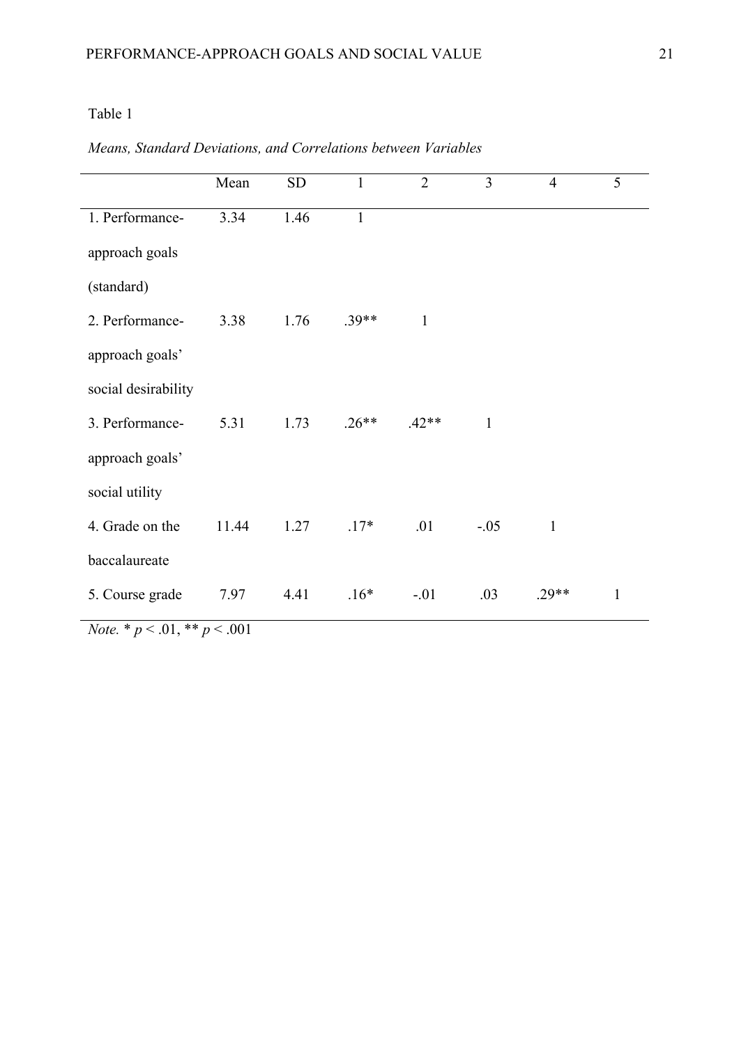Table 1

*Means, Standard Deviations, and Correlations between Variables*

| | Mean | SD | 1 | 2 | 3 | 4 | 5 |
|---|---|---|---|---|---|---|---|
| 1. Performance-approach goals (standard) | 3.34 | 1.46 | 1 | | | | |
| 2. Performance-approach goals' social desirability | 3.38 | 1.76 | .39** | 1 | | | |
| 3. Performance-approach goals' social utility | 5.31 | 1.73 | .26** | .42** | 1 | | |
| 4. Grade on the baccalaureate | 11.44 | 1.27 | .17* | .01 | -.05 | 1 | |
| 5. Course grade | 7.97 | 4.41 | .16* | -.01 | .03 | .29** | 1 |

*Note.* * $p < .01$, ** $p < .001$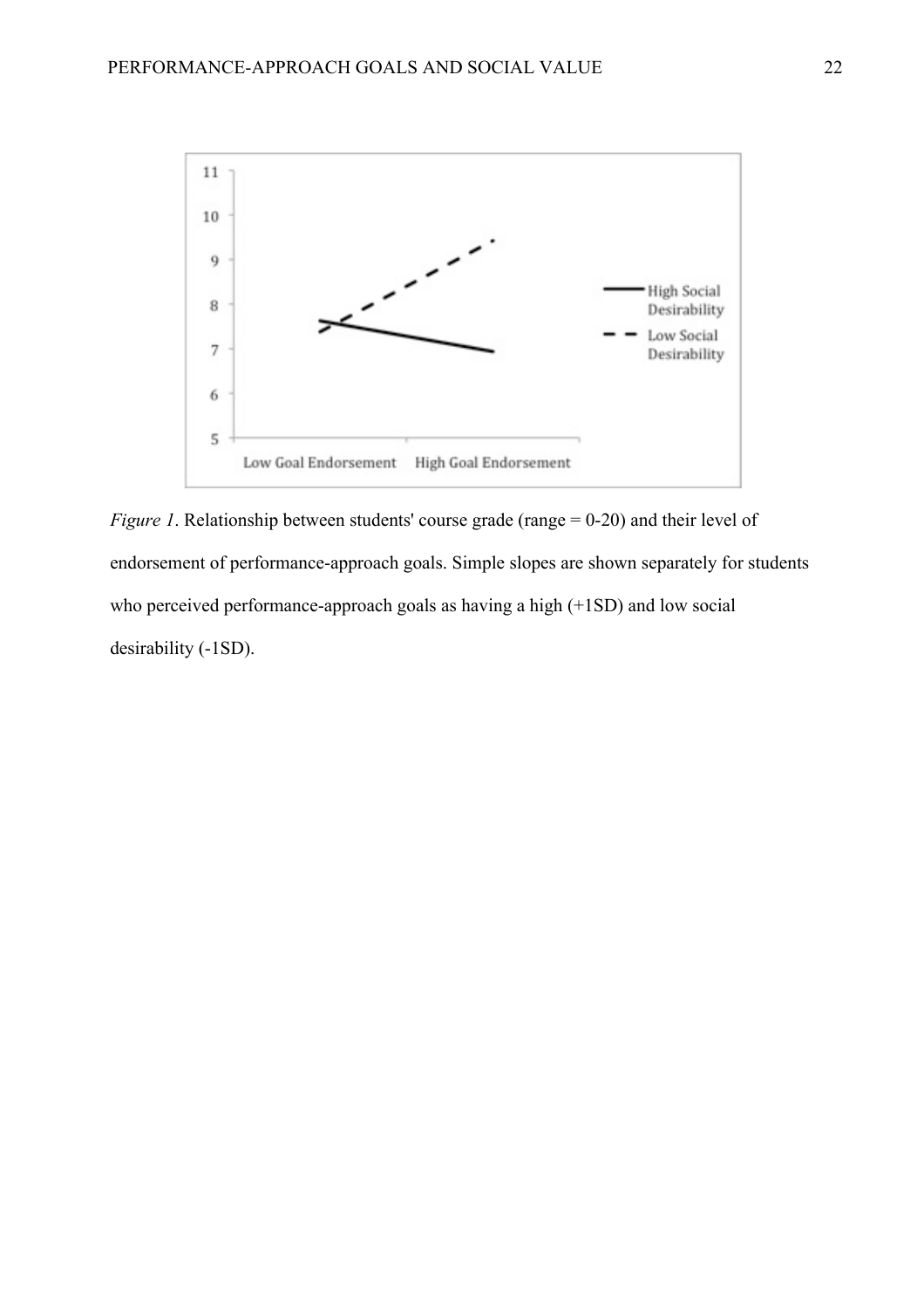11

10

9

8

7

6

5

Low Goal Endorsement

High Goal Endorsement

High Social Desirability

Low Social Desirability

*Figure 1*. Relationship between students' course grade (range = 0-20) and their level of endorsement of performance-approach goals. Simple slopes are shown separately for students who perceived performance-approach goals as having a high (+1SD) and low social desirability (-1SD).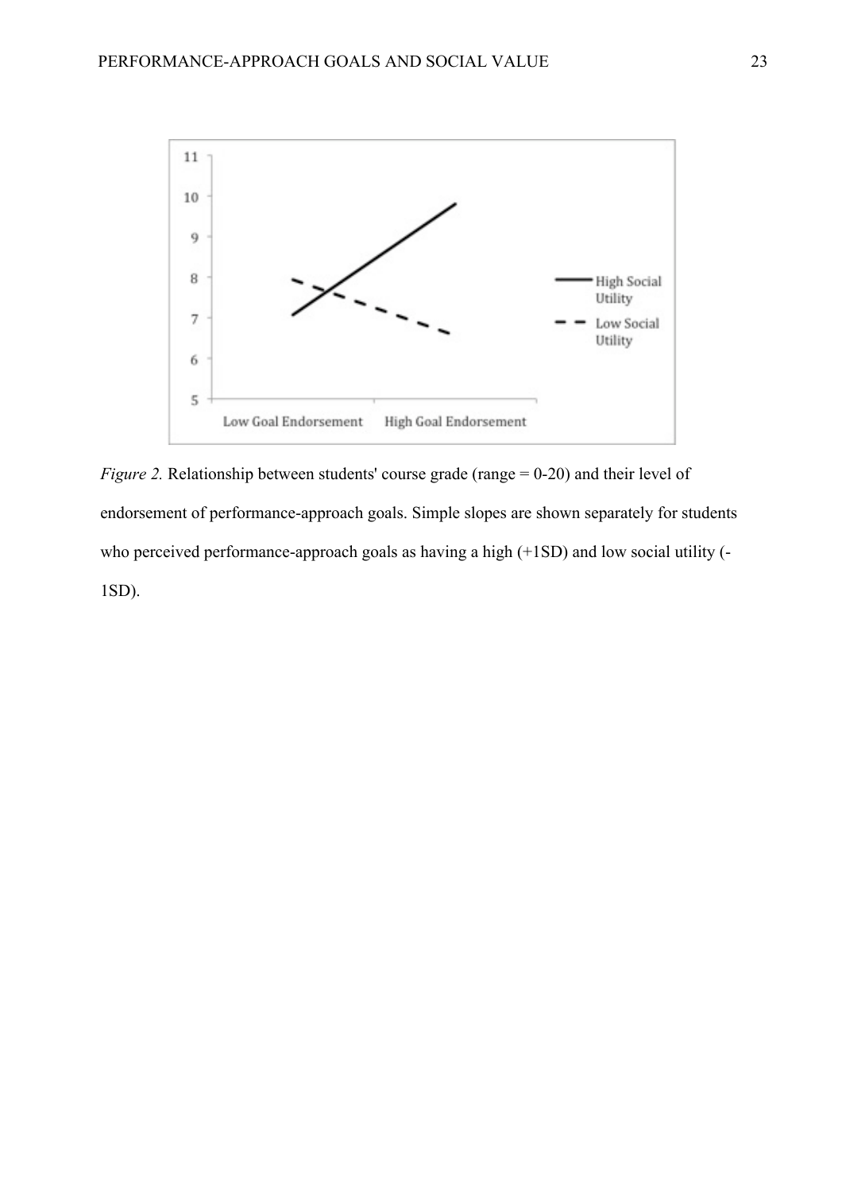11
10
9
8
7
6
5

Low Goal Endorsement
High Goal Endorsement

High Social Utility
Low Social Utility

*Figure 2.* Relationship between students' course grade (range = 0-20) and their level of endorsement of performance-approach goals. Simple slopes are shown separately for students who perceived performance-approach goals as having a high (+1SD) and low social utility (-1SD).